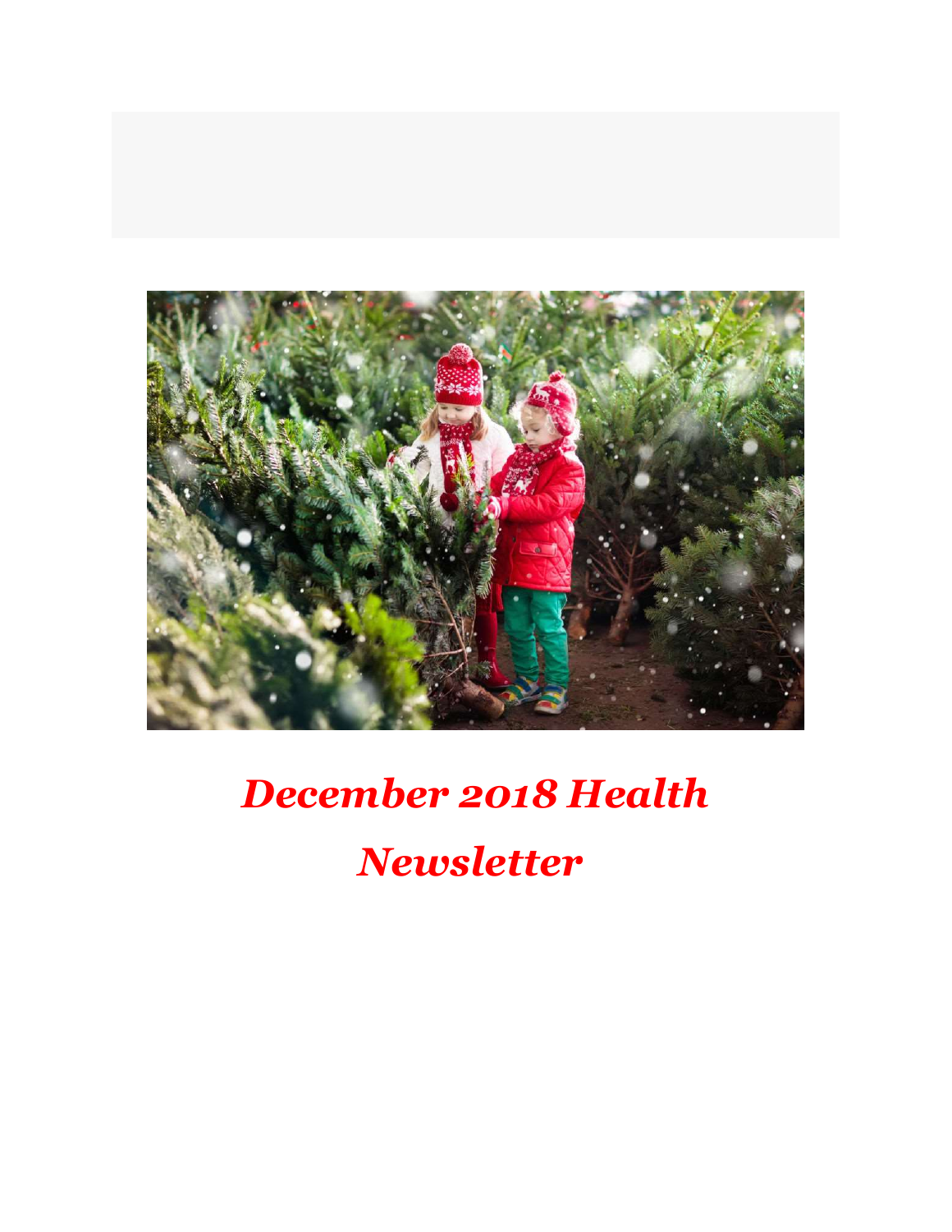# *December 2018 Health Newsletter*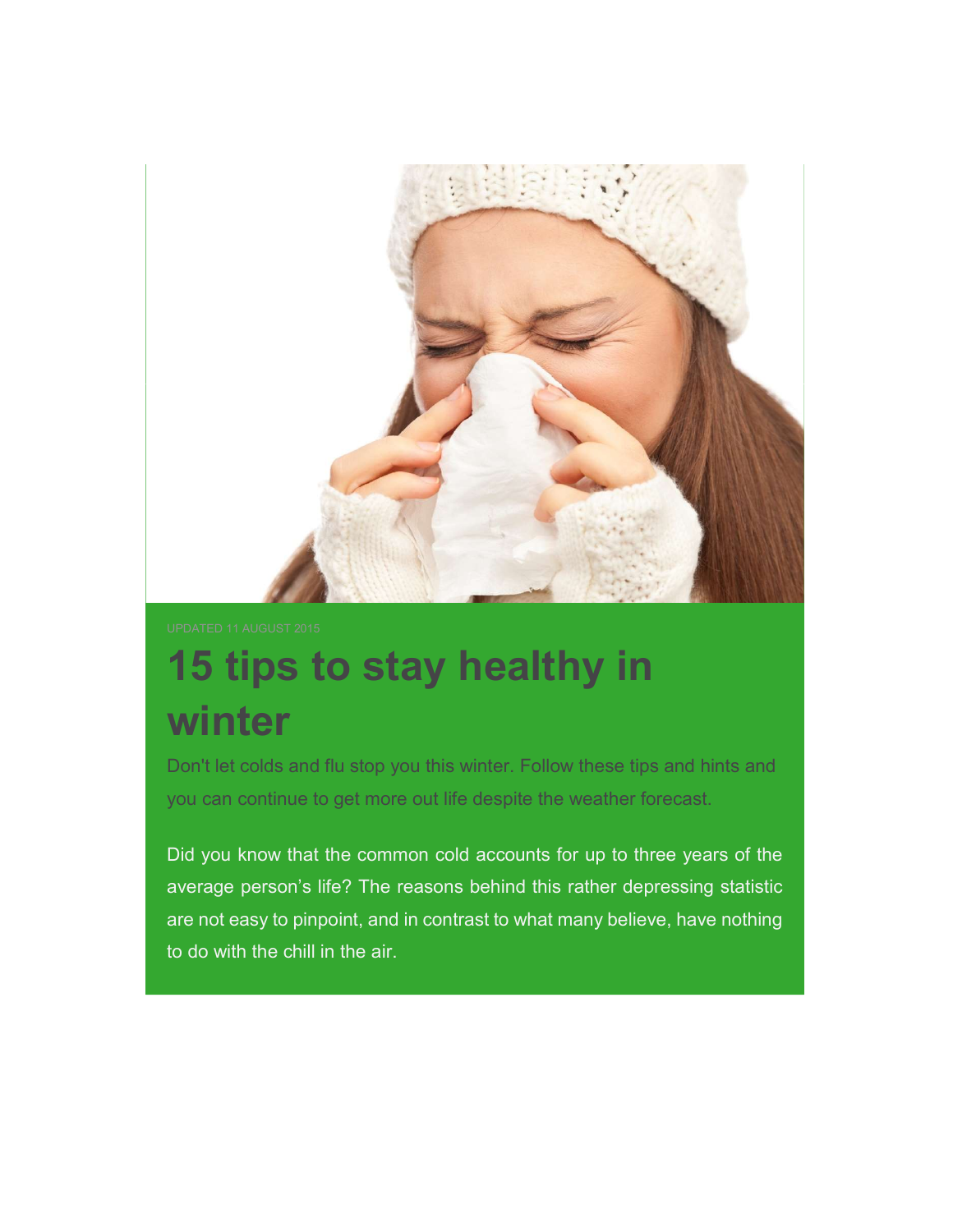UPDATED 11 AUGUST 2015

# 15 tips to stay healthy in winter

Don't let colds and flu stop you this winter. Follow these tips and hints and you can continue to get more out life despite the weather forecast.

Did you know that the common cold accounts for up to three years of the average person's life? The reasons behind this rather depressing statistic are not easy to pinpoint, and in contrast to what many believe, have nothing to do with the chill in the air.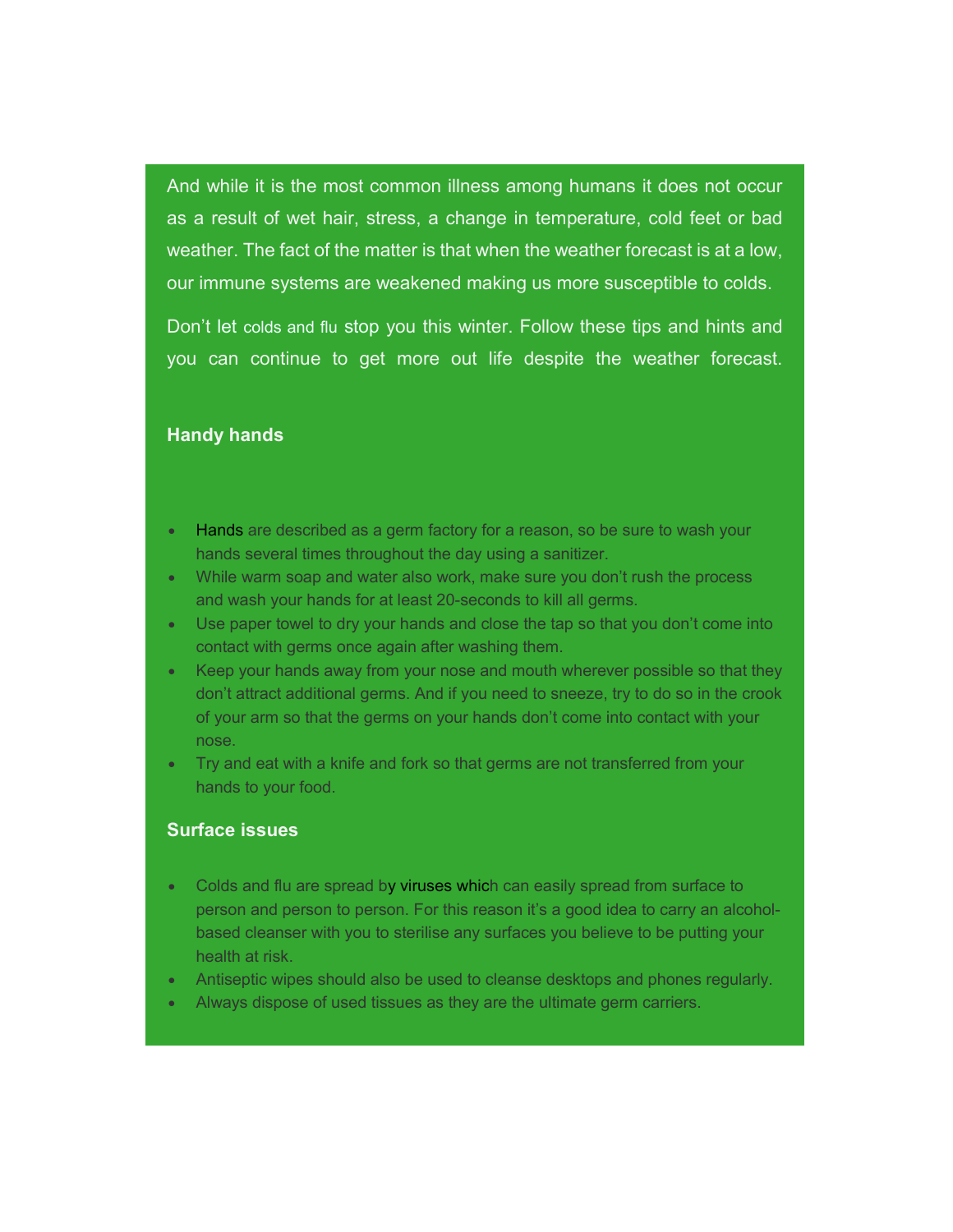And while it is the most common illness among humans it does not occur as a result of wet hair, stress, a change in temperature, cold feet or bad weather. The fact of the matter is that when the weather forecast is at a low, our immune systems are weakened making us more susceptible to colds.

Don't let colds and flu stop you this winter. Follow these tips and hints and you can continue to get more out life despite the weather forecast.

**Handy hands**

- Hands are described as a germ factory for a reason, so be sure to wash your hands several times throughout the day using a sanitizer.
- While warm soap and water also work, make sure you don't rush the process and wash your hands for at least 20-seconds to kill all germs.
- Use paper towel to dry your hands and close the tap so that you don't come into contact with germs once again after washing them.
- Keep your hands away from your nose and mouth wherever possible so that they don't attract additional germs. And if you need to sneeze, try to do so in the crook of your arm so that the germs on your hands don't come into contact with your nose.
- Try and eat with a knife and fork so that germs are not transferred from your hands to your food.

**Surface issues**

- Colds and flu are spread by viruses which can easily spread from surface to person and person to person. For this reason it's a good idea to carry an alcohol-based cleanser with you to sterilise any surfaces you believe to be putting your health at risk.
- Antiseptic wipes should also be used to cleanse desktops and phones regularly.
- Always dispose of used tissues as they are the ultimate germ carriers.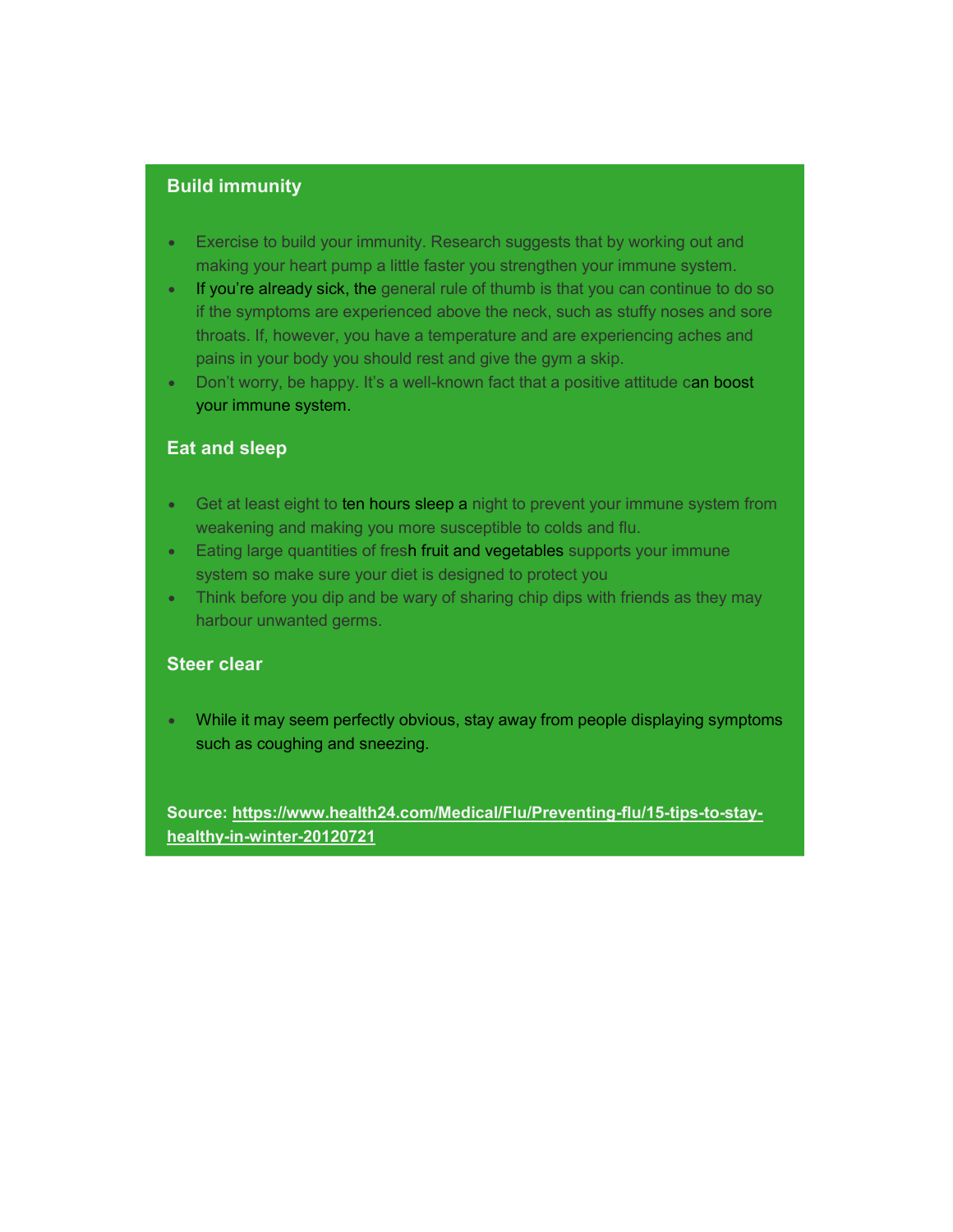### Build immunity

- Exercise to build your immunity. Research suggests that by working out and making your heart pump a little faster you strengthen your immune system.
- If you're already sick, the general rule of thumb is that you can continue to do so if the symptoms are experienced above the neck, such as stuffy noses and sore throats. If, however, you have a temperature and are experiencing aches and pains in your body you should rest and give the gym a skip.
- Don't worry, be happy. It's a well-known fact that a positive attitude can boost your immune system.

### Eat and sleep

- Get at least eight to ten hours sleep a night to prevent your immune system from weakening and making you more susceptible to colds and flu.
- Eating large quantities of fresh fruit and vegetables supports your immune system so make sure your diet is designed to protect you
- Think before you dip and be wary of sharing chip dips with friends as they may harbour unwanted germs.

### Steer clear

- While it may seem perfectly obvious, stay away from people displaying symptoms such as coughing and sneezing.

**Source: https://www.health24.com/Medical/Flu/Preventing-flu/15-tips-to-stay-healthy-in-winter-20120721**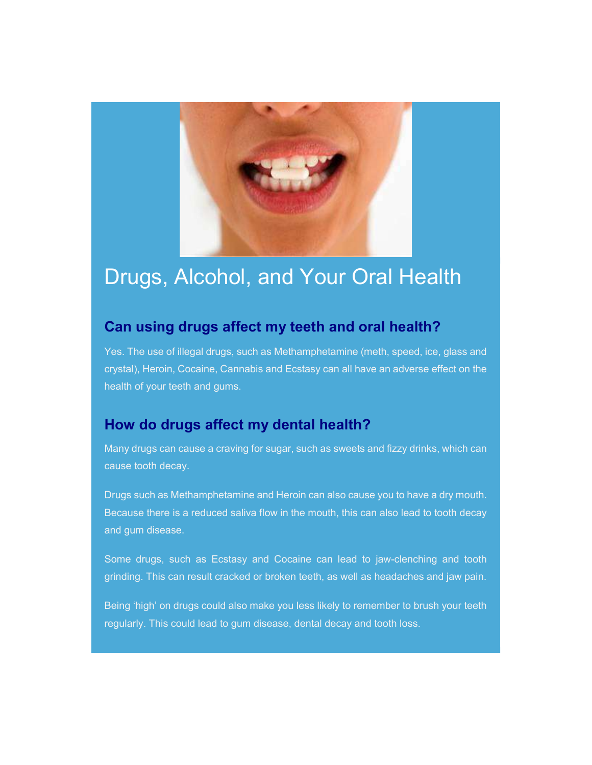# Drugs, Alcohol, and Your Oral Health

## Can using drugs affect my teeth and oral health?

Yes. The use of illegal drugs, such as Methamphetamine (meth, speed, ice, glass and crystal), Heroin, Cocaine, Cannabis and Ecstasy can all have an adverse effect on the health of your teeth and gums.

## How do drugs affect my dental health?

Many drugs can cause a craving for sugar, such as sweets and fizzy drinks, which can cause tooth decay.

Drugs such as Methamphetamine and Heroin can also cause you to have a dry mouth. Because there is a reduced saliva flow in the mouth, this can also lead to tooth decay and gum disease.

Some drugs, such as Ecstasy and Cocaine can lead to jaw-clenching and tooth grinding. This can result cracked or broken teeth, as well as headaches and jaw pain.

Being 'high' on drugs could also make you less likely to remember to brush your teeth regularly. This could lead to gum disease, dental decay and tooth loss.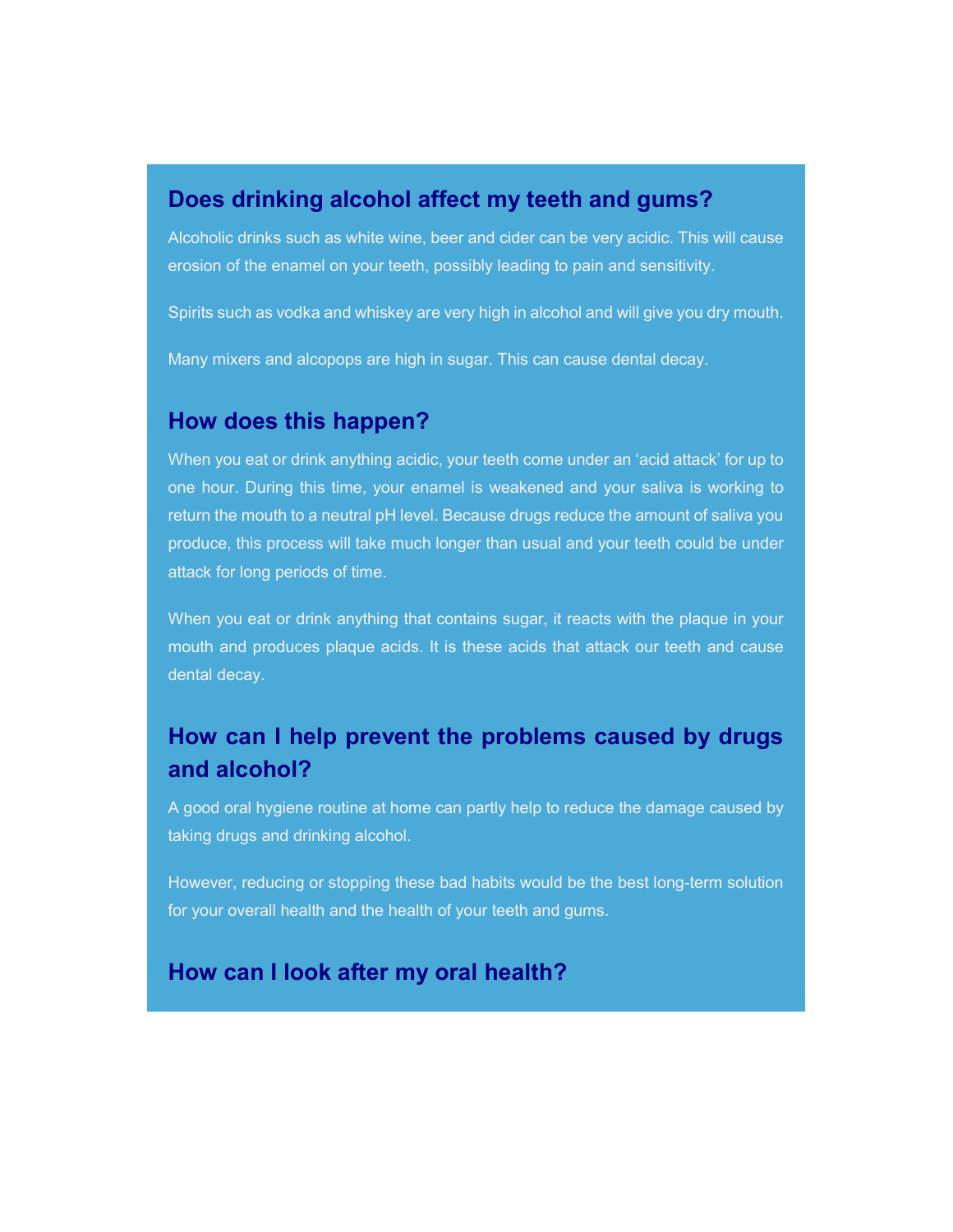## Does drinking alcohol affect my teeth and gums?

Alcoholic drinks such as white wine, beer and cider can be very acidic. This will cause erosion of the enamel on your teeth, possibly leading to pain and sensitivity.

Spirits such as vodka and whiskey are very high in alcohol and will give you dry mouth.

Many mixers and alcopops are high in sugar. This can cause dental decay.

## How does this happen?

When you eat or drink anything acidic, your teeth come under an 'acid attack' for up to one hour. During this time, your enamel is weakened and your saliva is working to return the mouth to a neutral pH level. Because drugs reduce the amount of saliva you produce, this process will take much longer than usual and your teeth could be under attack for long periods of time.

When you eat or drink anything that contains sugar, it reacts with the plaque in your mouth and produces plaque acids. It is these acids that attack our teeth and cause dental decay.

## How can I help prevent the problems caused by drugs and alcohol?

A good oral hygiene routine at home can partly help to reduce the damage caused by taking drugs and drinking alcohol.

However, reducing or stopping these bad habits would be the best long-term solution for your overall health and the health of your teeth and gums.

## How can I look after my oral health?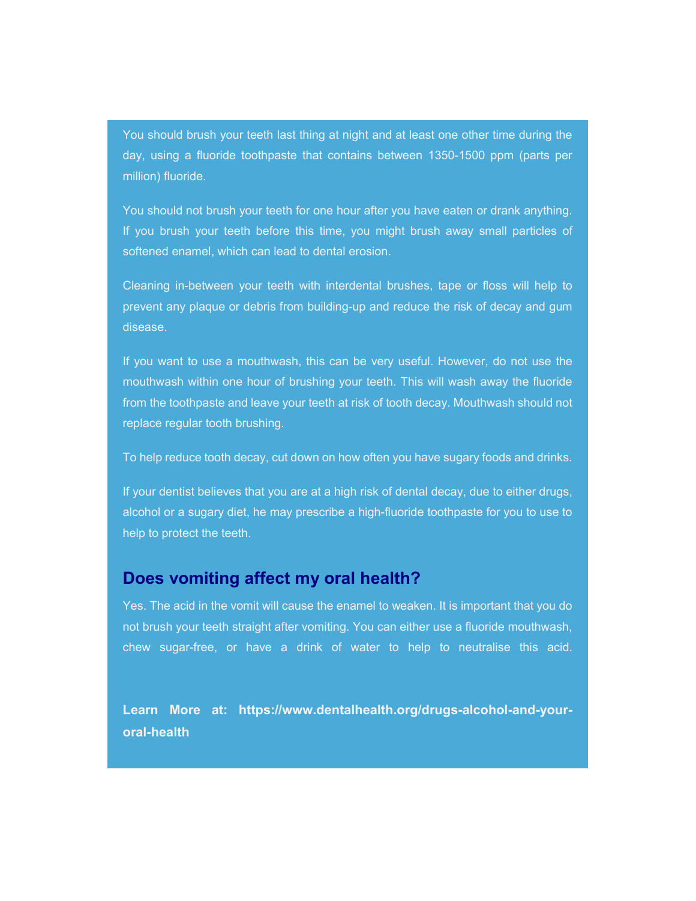You should brush your teeth last thing at night and at least one other time during the day, using a fluoride toothpaste that contains between 1350-1500 ppm (parts per million) fluoride.

You should not brush your teeth for one hour after you have eaten or drank anything. If you brush your teeth before this time, you might brush away small particles of softened enamel, which can lead to dental erosion.

Cleaning in-between your teeth with interdental brushes, tape or floss will help to prevent any plaque or debris from building-up and reduce the risk of decay and gum disease.

If you want to use a mouthwash, this can be very useful. However, do not use the mouthwash within one hour of brushing your teeth. This will wash away the fluoride from the toothpaste and leave your teeth at risk of tooth decay. Mouthwash should not replace regular tooth brushing.

To help reduce tooth decay, cut down on how often you have sugary foods and drinks.

If your dentist believes that you are at a high risk of dental decay, due to either drugs, alcohol or a sugary diet, he may prescribe a high-fluoride toothpaste for you to use to help to protect the teeth.

## Does vomiting affect my oral health?

Yes. The acid in the vomit will cause the enamel to weaken. It is important that you do not brush your teeth straight after vomiting. You can either use a fluoride mouthwash, chew sugar-free, or have a drink of water to help to neutralise this acid.

**Learn More at: https://www.dentalhealth.org/drugs-alcohol-and-your-oral-health**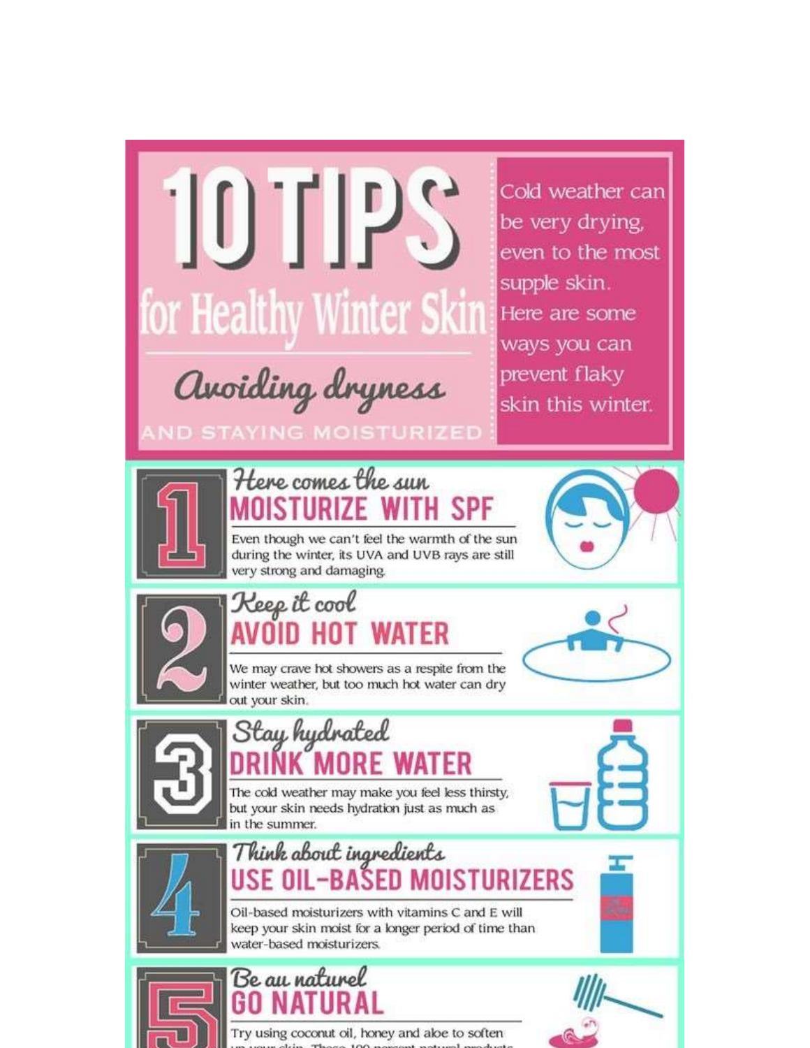# 10 TIPS for Healthy Winter Skin

## *Avoiding dryness* AND STAYING MOISTURIZED

Cold weather can be very drying, even to the most supple skin. Here are some ways you can prevent flaky skin this winter.

## 1

*Here comes the sun*

### MOISTURIZE WITH SPF

Even though we can't feel the warmth of the sun during the winter, its UVA and UVB rays are still very strong and damaging.

## 2

*Keep it cool*

### AVOID HOT WATER

We may crave hot showers as a respite from the winter weather, but too much hot water can dry out your skin.

## 3

*Stay hydrated*

### DRINK MORE WATER

The cold weather may make you feel less thirsty, but your skin needs hydration just as much as in the summer.

## 4

*Think about ingredients*

### USE OIL-BASED MOISTURIZERS

Oil-based moisturizers with vitamins C and E will keep your skin moist for a longer period of time than water-based moisturizers.

## 5

*Be au naturel*

### GO NATURAL

Try using coconut oil, honey and aloe to soften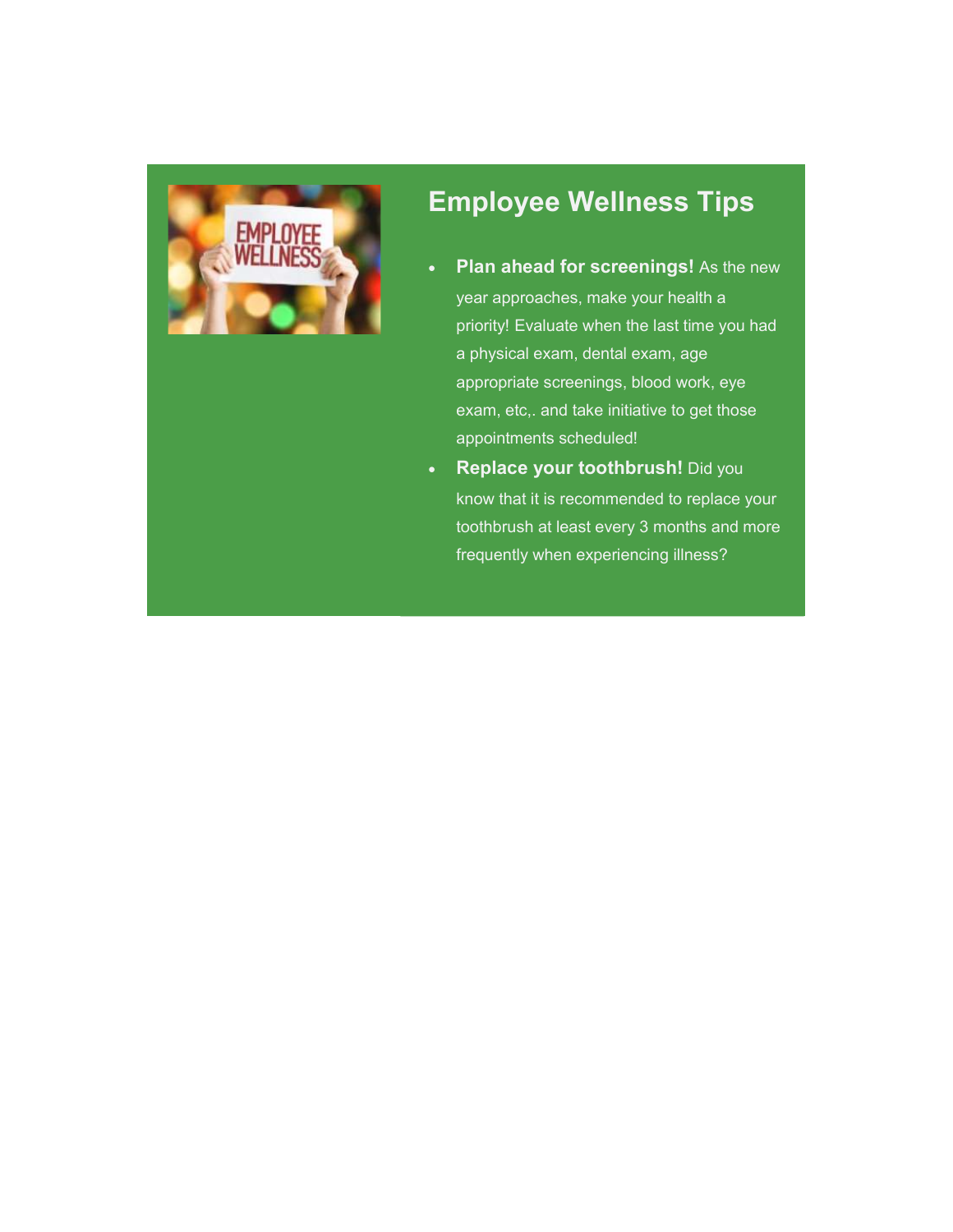## Employee Wellness Tips

- **Plan ahead for screenings!** As the new year approaches, make your health a priority! Evaluate when the last time you had a physical exam, dental exam, age appropriate screenings, blood work, eye exam, etc,. and take initiative to get those appointments scheduled!
- **Replace your toothbrush!** Did you know that it is recommended to replace your toothbrush at least every 3 months and more frequently when experiencing illness?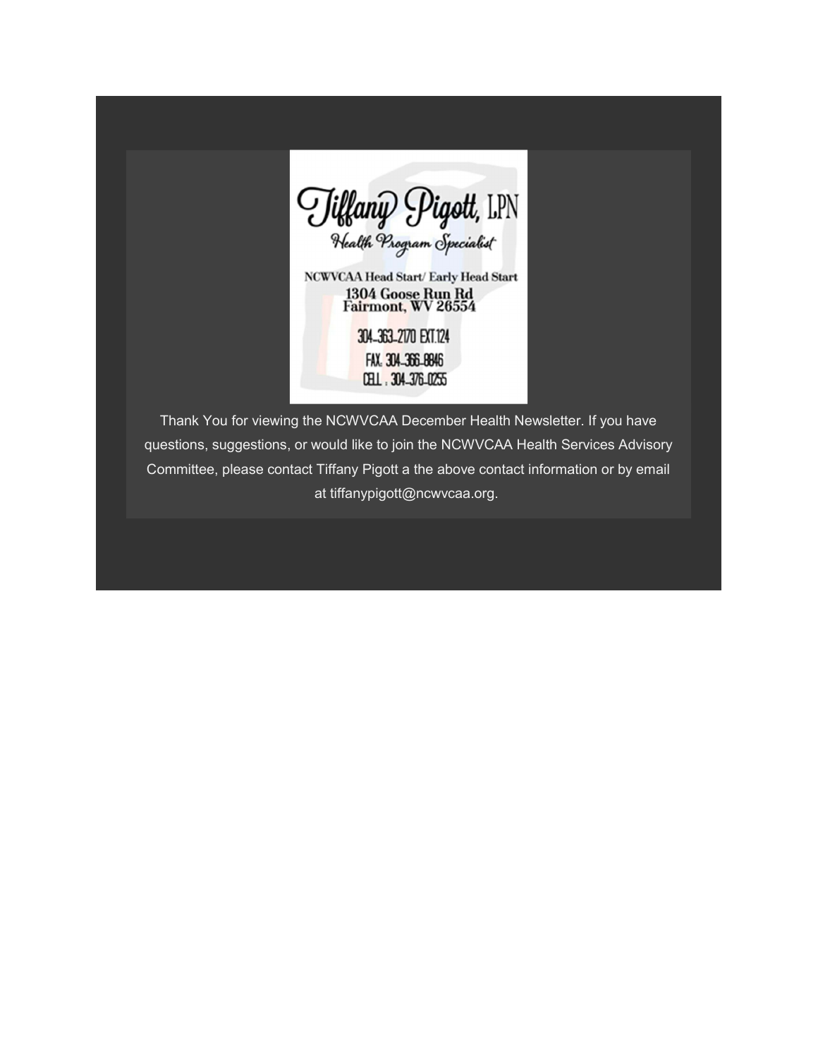Tiffany Pigott, LPN

Health Program Specialist

NCWVCAA Head Start/ Early Head Start

1304 Goose Run Rd
Fairmont, WV 26554

304-363-2170 EXT.124

FAX. 304-366-8846

CELL . 304-376-0255

Thank You for viewing the NCWVCAA December Health Newsletter. If you have questions, suggestions, or would like to join the NCWVCAA Health Services Advisory Committee, please contact Tiffany Pigott a the above contact information or by email at tiffanypigott@ncwvcaa.org.